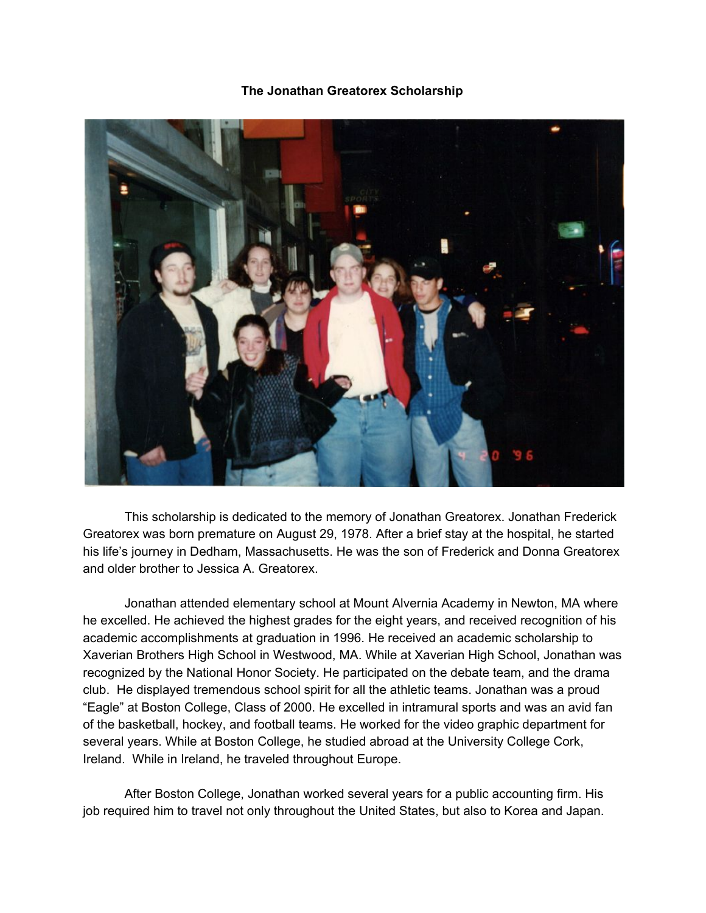# The Jonathan Greatorex Scholarship

This scholarship is dedicated to the memory of Jonathan Greatorex. Jonathan Frederick Greatorex was born premature on August 29, 1978. After a brief stay at the hospital, he started his life's journey in Dedham, Massachusetts. He was the son of Frederick and Donna Greatorex and older brother to Jessica A. Greatorex.

Jonathan attended elementary school at Mount Alvernia Academy in Newton, MA where he excelled. He achieved the highest grades for the eight years, and received recognition of his academic accomplishments at graduation in 1996. He received an academic scholarship to Xaverian Brothers High School in Westwood, MA. While at Xaverian High School, Jonathan was recognized by the National Honor Society. He participated on the debate team, and the drama club. He displayed tremendous school spirit for all the athletic teams. Jonathan was a proud "Eagle" at Boston College, Class of 2000. He excelled in intramural sports and was an avid fan of the basketball, hockey, and football teams. He worked for the video graphic department for several years. While at Boston College, he studied abroad at the University College Cork, Ireland. While in Ireland, he traveled throughout Europe.

After Boston College, Jonathan worked several years for a public accounting firm. His job required him to travel not only throughout the United States, but also to Korea and Japan.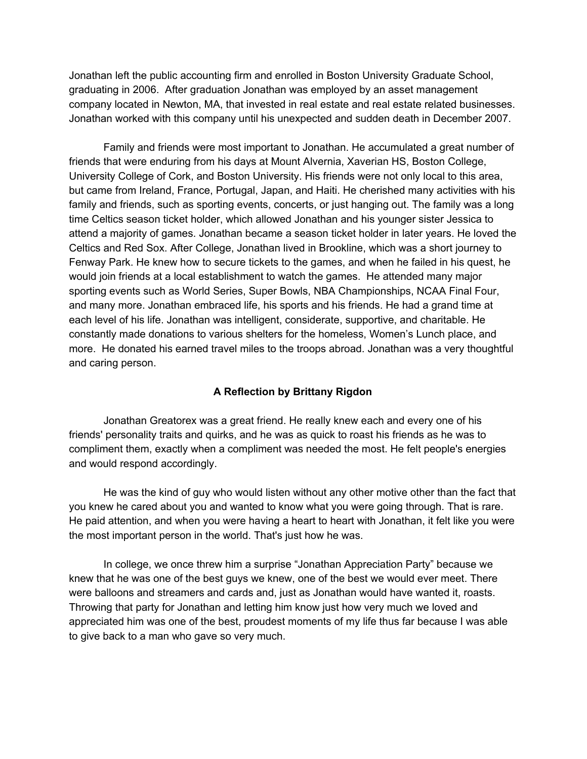Jonathan left the public accounting firm and enrolled in Boston University Graduate School, graduating in 2006. After graduation Jonathan was employed by an asset management company located in Newton, MA, that invested in real estate and real estate related businesses. Jonathan worked with this company until his unexpected and sudden death in December 2007.

Family and friends were most important to Jonathan. He accumulated a great number of friends that were enduring from his days at Mount Alvernia, Xaverian HS, Boston College, University College of Cork, and Boston University. His friends were not only local to this area, but came from Ireland, France, Portugal, Japan, and Haiti. He cherished many activities with his family and friends, such as sporting events, concerts, or just hanging out. The family was a long time Celtics season ticket holder, which allowed Jonathan and his younger sister Jessica to attend a majority of games. Jonathan became a season ticket holder in later years. He loved the Celtics and Red Sox. After College, Jonathan lived in Brookline, which was a short journey to Fenway Park. He knew how to secure tickets to the games, and when he failed in his quest, he would join friends at a local establishment to watch the games. He attended many major sporting events such as World Series, Super Bowls, NBA Championships, NCAA Final Four, and many more. Jonathan embraced life, his sports and his friends. He had a grand time at each level of his life. Jonathan was intelligent, considerate, supportive, and charitable. He constantly made donations to various shelters for the homeless, Women's Lunch place, and more. He donated his earned travel miles to the troops abroad. Jonathan was a very thoughtful and caring person.

## A Reflection by Brittany Rigdon

Jonathan Greatorex was a great friend. He really knew each and every one of his friends' personality traits and quirks, and he was as quick to roast his friends as he was to compliment them, exactly when a compliment was needed the most. He felt people's energies and would respond accordingly.

He was the kind of guy who would listen without any other motive other than the fact that you knew he cared about you and wanted to know what you were going through. That is rare. He paid attention, and when you were having a heart to heart with Jonathan, it felt like you were the most important person in the world. That's just how he was.

In college, we once threw him a surprise "Jonathan Appreciation Party" because we knew that he was one of the best guys we knew, one of the best we would ever meet. There were balloons and streamers and cards and, just as Jonathan would have wanted it, roasts. Throwing that party for Jonathan and letting him know just how very much we loved and appreciated him was one of the best, proudest moments of my life thus far because I was able to give back to a man who gave so very much.